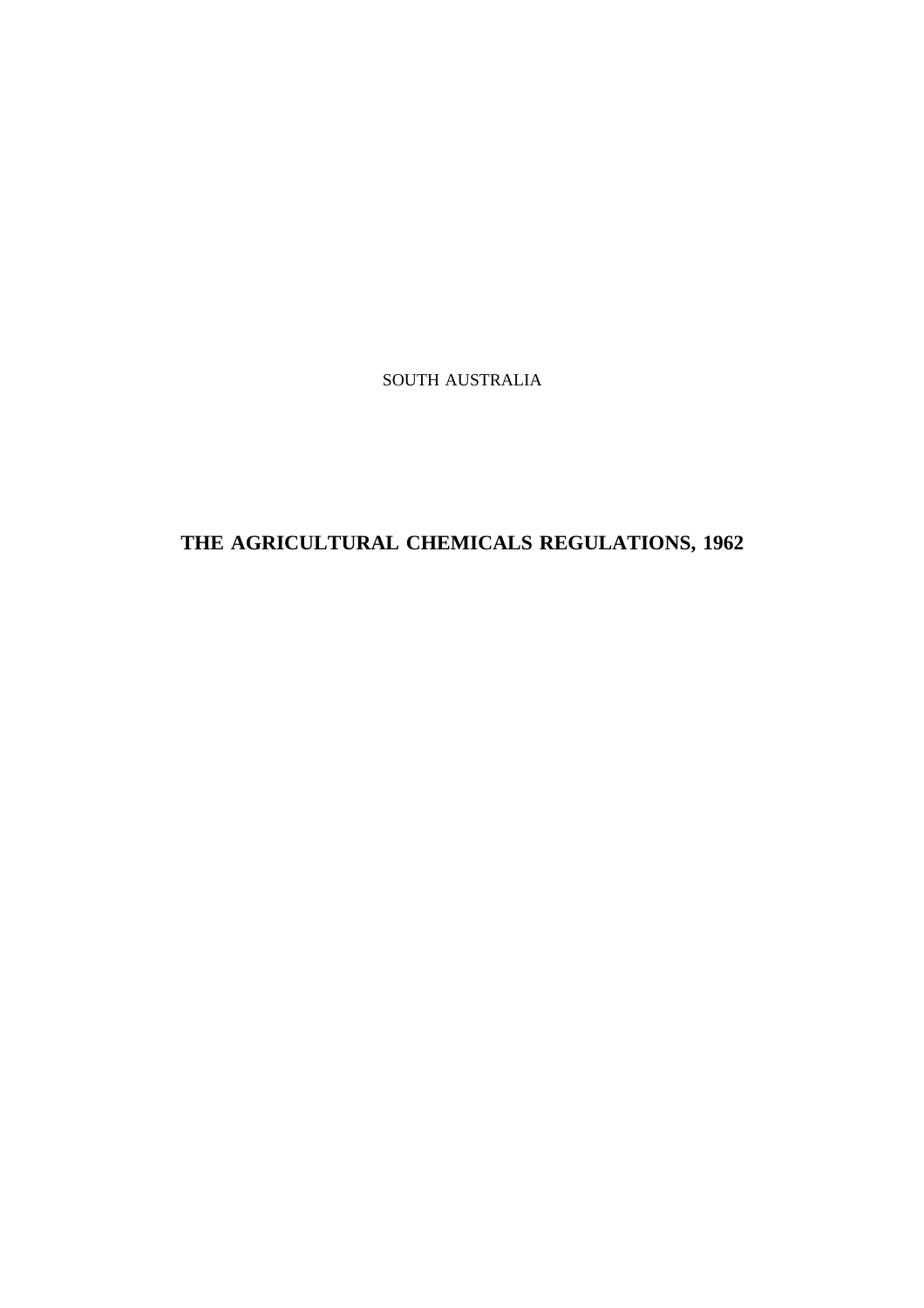SOUTH AUSTRALIA

# THE AGRICULTURAL CHEMICALS REGULATIONS, 1962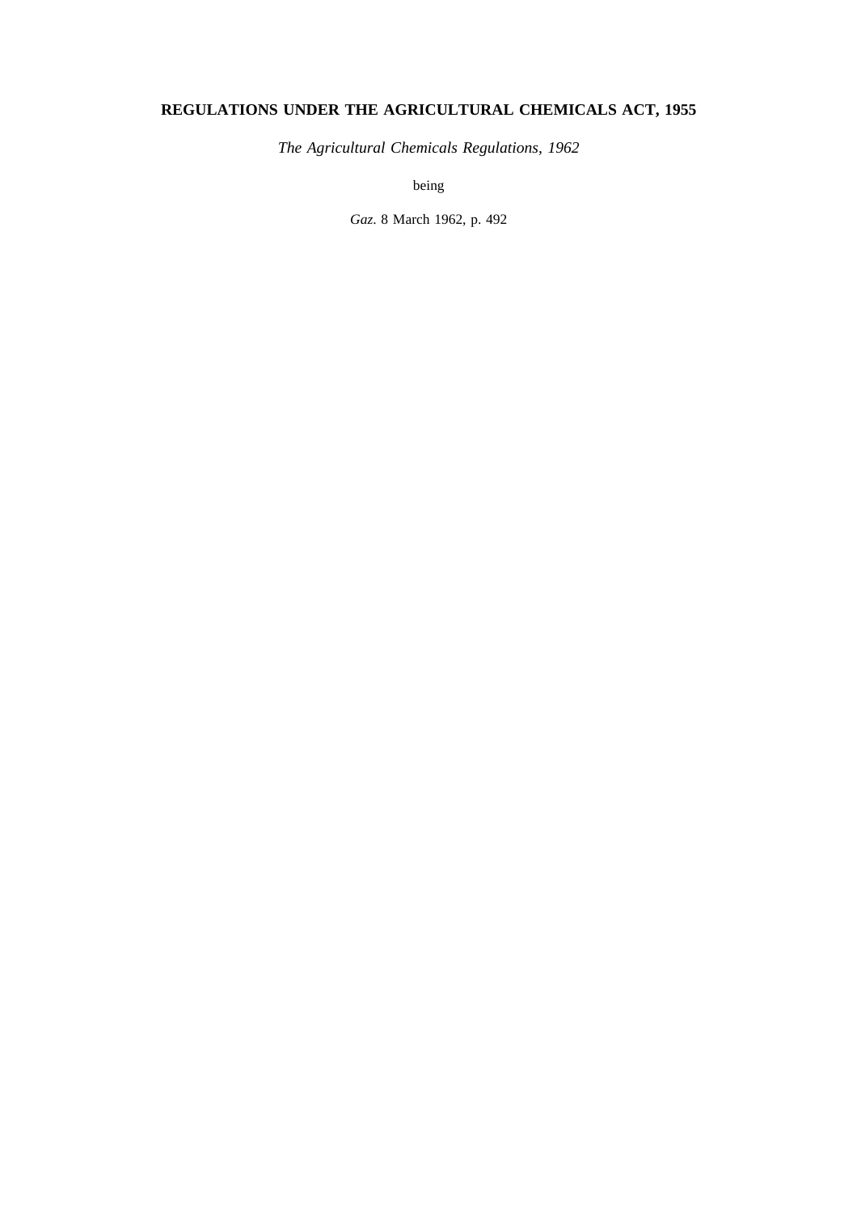# REGULATIONS UNDER THE AGRICULTURAL CHEMICALS ACT, 1955

*The Agricultural Chemicals Regulations, 1962*

being

*Gaz*. 8 March 1962, p. 492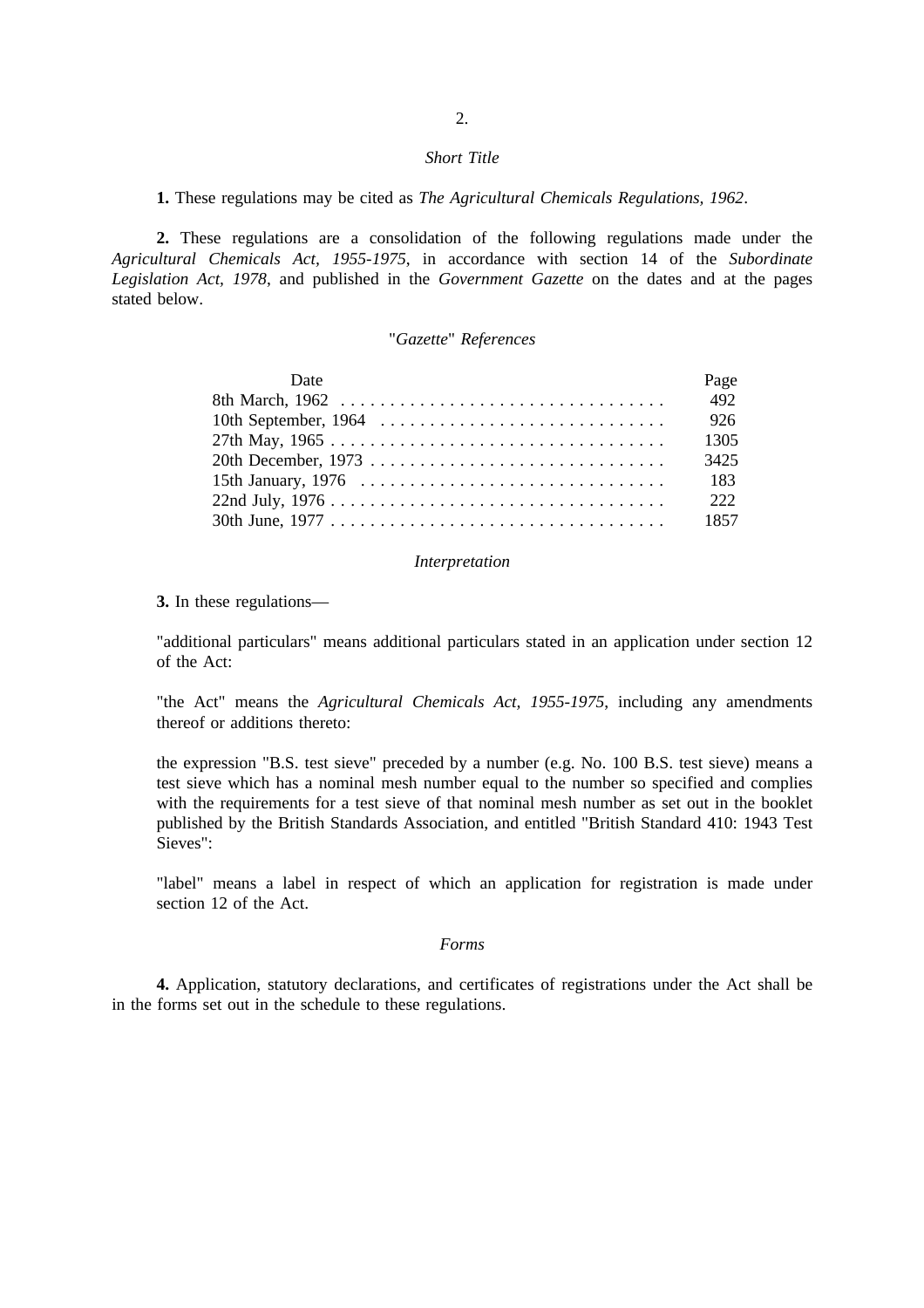## *Short Title*

**1.** These regulations may be cited as *The Agricultural Chemicals Regulations, 1962*.

**2.** These regulations are a consolidation of the following regulations made under the *Agricultural Chemicals Act, 1955-1975*, in accordance with section 14 of the *Subordinate Legislation Act, 1978*, and published in the *Government Gazette* on the dates and at the pages stated below.

### "*Gazette*" *References*

| Date | Page |
|---|---|
| 8th March, 1962 | 492 |
| 10th September, 1964 | 926 |
| 27th May, 1965 | 1305 |
| 20th December, 1973 | 3425 |
| 15th January, 1976 | 183 |
| 22nd July, 1976 | 222 |
| 30th June, 1977 | 1857 |

## *Interpretation*

**3.** In these regulations—

"additional particulars" means additional particulars stated in an application under section 12 of the Act:

"the Act" means the *Agricultural Chemicals Act, 1955-1975*, including any amendments thereof or additions thereto:

the expression "B.S. test sieve" preceded by a number (e.g. No. 100 B.S. test sieve) means a test sieve which has a nominal mesh number equal to the number so specified and complies with the requirements for a test sieve of that nominal mesh number as set out in the booklet published by the British Standards Association, and entitled "British Standard 410: 1943 Test Sieves":

"label" means a label in respect of which an application for registration is made under section 12 of the Act.

## *Forms*

**4.** Application, statutory declarations, and certificates of registrations under the Act shall be in the forms set out in the schedule to these regulations.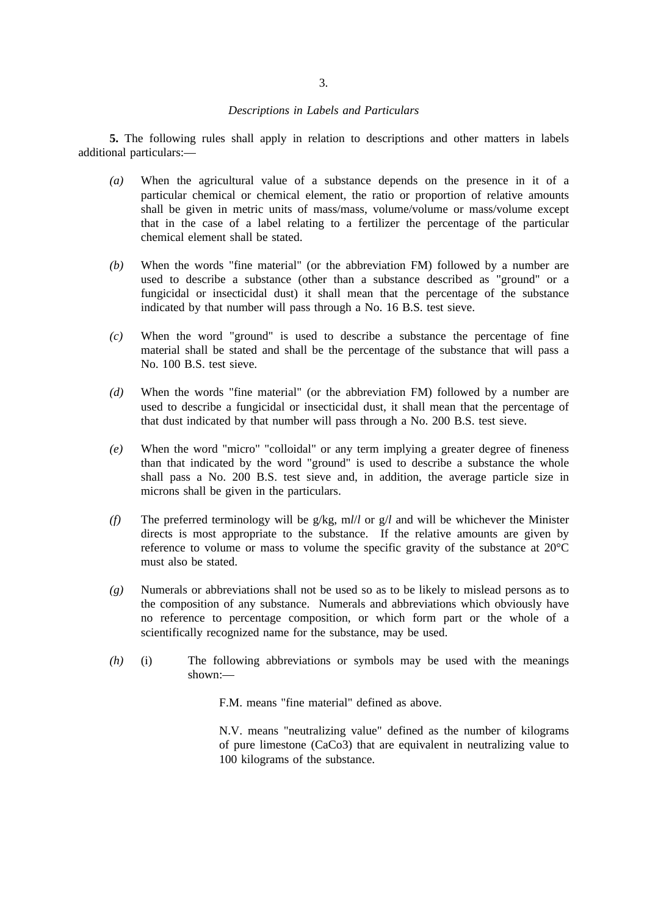*Descriptions in Labels and Particulars*

**5.** The following rules shall apply in relation to descriptions and other matters in labels additional particulars:—

*(a)* When the agricultural value of a substance depends on the presence in it of a particular chemical or chemical element, the ratio or proportion of relative amounts shall be given in metric units of mass/mass, volume/volume or mass/volume except that in the case of a label relating to a fertilizer the percentage of the particular chemical element shall be stated.

*(b)* When the words "fine material" (or the abbreviation FM) followed by a number are used to describe a substance (other than a substance described as "ground" or a fungicidal or insecticidal dust) it shall mean that the percentage of the substance indicated by that number will pass through a No. 16 B.S. test sieve.

*(c)* When the word "ground" is used to describe a substance the percentage of fine material shall be stated and shall be the percentage of the substance that will pass a No. 100 B.S. test sieve.

*(d)* When the words "fine material" (or the abbreviation FM) followed by a number are used to describe a fungicidal or insecticidal dust, it shall mean that the percentage of that dust indicated by that number will pass through a No. 200 B.S. test sieve.

*(e)* When the word "micro" "colloidal" or any term implying a greater degree of fineness than that indicated by the word "ground" is used to describe a substance the whole shall pass a No. 200 B.S. test sieve and, in addition, the average particle size in microns shall be given in the particulars.

*(f)* The preferred terminology will be g/kg, m*l*/*l* or g/*l* and will be whichever the Minister directs is most appropriate to the substance. If the relative amounts are given by reference to volume or mass to volume the specific gravity of the substance at 20°C must also be stated.

*(g)* Numerals or abbreviations shall not be used so as to be likely to mislead persons as to the composition of any substance. Numerals and abbreviations which obviously have no reference to percentage composition, or which form part or the whole of a scientifically recognized name for the substance, may be used.

*(h)* (i) The following abbreviations or symbols may be used with the meanings shown:—

F.M. means "fine material" defined as above.

N.V. means "neutralizing value" defined as the number of kilograms of pure limestone ($CaCo3$) that are equivalent in neutralizing value to 100 kilograms of the substance.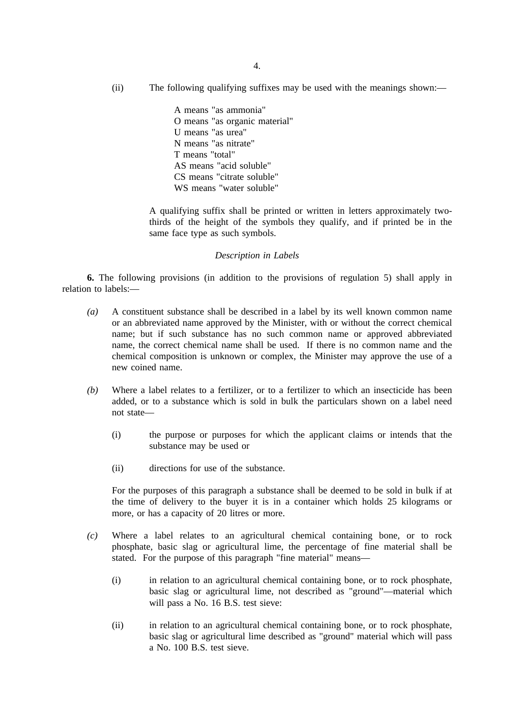(ii) The following qualifying suffixes may be used with the meanings shown:—

A means "as ammonia"
O means "as organic material"
U means "as urea"
N means "as nitrate"
T means "total"
AS means "acid soluble"
CS means "citrate soluble"
WS means "water soluble"

A qualifying suffix shall be printed or written in letters approximately two-thirds of the height of the symbols they qualify, and if printed be in the same face type as such symbols.

*Description in Labels*

**6.** The following provisions (in addition to the provisions of regulation 5) shall apply in relation to labels:—

*(a)* A constituent substance shall be described in a label by its well known common name or an abbreviated name approved by the Minister, with or without the correct chemical name; but if such substance has no such common name or approved abbreviated name, the correct chemical name shall be used. If there is no common name and the chemical composition is unknown or complex, the Minister may approve the use of a new coined name.

*(b)* Where a label relates to a fertilizer, or to a fertilizer to which an insecticide has been added, or to a substance which is sold in bulk the particulars shown on a label need not state—

(i) the purpose or purposes for which the applicant claims or intends that the substance may be used or

(ii) directions for use of the substance.

For the purposes of this paragraph a substance shall be deemed to be sold in bulk if at the time of delivery to the buyer it is in a container which holds 25 kilograms or more, or has a capacity of 20 litres or more.

*(c)* Where a label relates to an agricultural chemical containing bone, or to rock phosphate, basic slag or agricultural lime, the percentage of fine material shall be stated. For the purpose of this paragraph "fine material" means—

(i) in relation to an agricultural chemical containing bone, or to rock phosphate, basic slag or agricultural lime, not described as "ground"—material which will pass a No. 16 B.S. test sieve:

(ii) in relation to an agricultural chemical containing bone, or to rock phosphate, basic slag or agricultural lime described as "ground" material which will pass a No. 100 B.S. test sieve.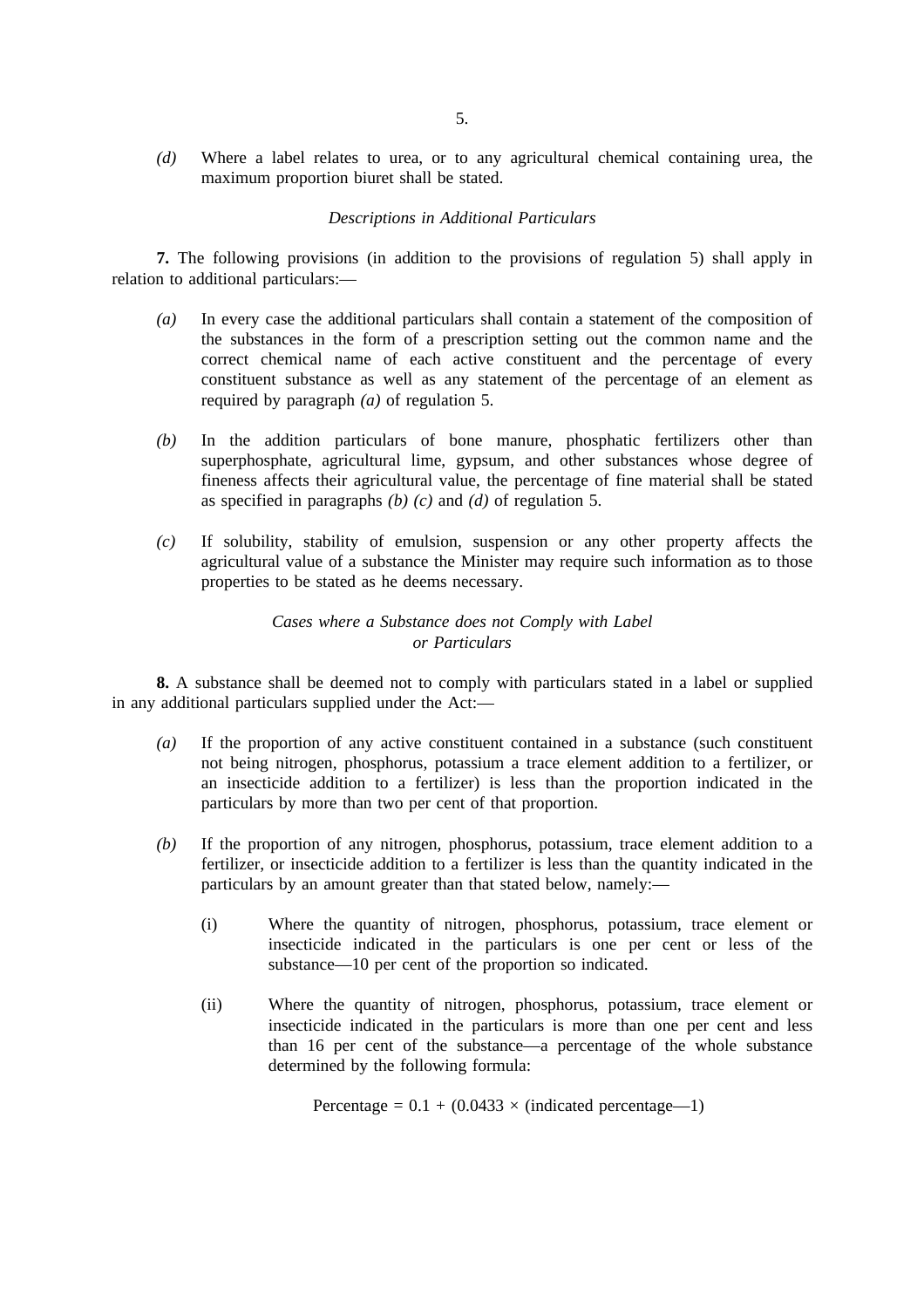*(d)* Where a label relates to urea, or to any agricultural chemical containing urea, the maximum proportion biuret shall be stated.

*Descriptions in Additional Particulars*

**7.** The following provisions (in addition to the provisions of regulation 5) shall apply in relation to additional particulars:—

*(a)* In every case the additional particulars shall contain a statement of the composition of the substances in the form of a prescription setting out the common name and the correct chemical name of each active constituent and the percentage of every constituent substance as well as any statement of the percentage of an element as required by paragraph *(a)* of regulation 5.

*(b)* In the addition particulars of bone manure, phosphatic fertilizers other than superphosphate, agricultural lime, gypsum, and other substances whose degree of fineness affects their agricultural value, the percentage of fine material shall be stated as specified in paragraphs *(b) (c)* and *(d)* of regulation 5.

*(c)* If solubility, stability of emulsion, suspension or any other property affects the agricultural value of a substance the Minister may require such information as to those properties to be stated as he deems necessary.

*Cases where a Substance does not Comply with Label or Particulars*

**8.** A substance shall be deemed not to comply with particulars stated in a label or supplied in any additional particulars supplied under the Act:—

*(a)* If the proportion of any active constituent contained in a substance (such constituent not being nitrogen, phosphorus, potassium a trace element addition to a fertilizer, or an insecticide addition to a fertilizer) is less than the proportion indicated in the particulars by more than two per cent of that proportion.

*(b)* If the proportion of any nitrogen, phosphorus, potassium, trace element addition to a fertilizer, or insecticide addition to a fertilizer is less than the quantity indicated in the particulars by an amount greater than that stated below, namely:—

(i) Where the quantity of nitrogen, phosphorus, potassium, trace element or insecticide indicated in the particulars is one per cent or less of the substance—10 per cent of the proportion so indicated.

(ii) Where the quantity of nitrogen, phosphorus, potassium, trace element or insecticide indicated in the particulars is more than one per cent and less than 16 per cent of the substance—a percentage of the whole substance determined by the following formula:

$$\text{Percentage} = 0.1 + (0.0433 \times (\text{indicated percentage} - 1)$$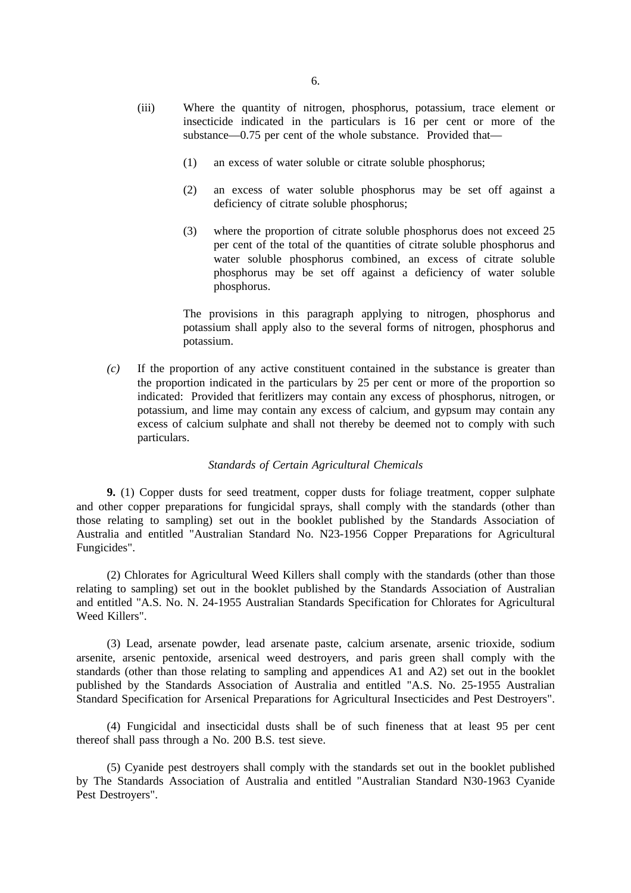(iii) Where the quantity of nitrogen, phosphorus, potassium, trace element or insecticide indicated in the particulars is 16 per cent or more of the substance—0.75 per cent of the whole substance. Provided that—

(1) an excess of water soluble or citrate soluble phosphorus;

(2) an excess of water soluble phosphorus may be set off against a deficiency of citrate soluble phosphorus;

(3) where the proportion of citrate soluble phosphorus does not exceed 25 per cent of the total of the quantities of citrate soluble phosphorus and water soluble phosphorus combined, an excess of citrate soluble phosphorus may be set off against a deficiency of water soluble phosphorus.

The provisions in this paragraph applying to nitrogen, phosphorus and potassium shall apply also to the several forms of nitrogen, phosphorus and potassium.

*(c)* If the proportion of any active constituent contained in the substance is greater than the proportion indicated in the particulars by 25 per cent or more of the proportion so indicated: Provided that feritlizers may contain any excess of phosphorus, nitrogen, or potassium, and lime may contain any excess of calcium, and gypsum may contain any excess of calcium sulphate and shall not thereby be deemed not to comply with such particulars.

*Standards of Certain Agricultural Chemicals*

**9.** (1) Copper dusts for seed treatment, copper dusts for foliage treatment, copper sulphate and other copper preparations for fungicidal sprays, shall comply with the standards (other than those relating to sampling) set out in the booklet published by the Standards Association of Australia and entitled "Australian Standard No. N23-1956 Copper Preparations for Agricultural Fungicides".

(2) Chlorates for Agricultural Weed Killers shall comply with the standards (other than those relating to sampling) set out in the booklet published by the Standards Association of Australian and entitled "A.S. No. N. 24-1955 Australian Standards Specification for Chlorates for Agricultural Weed Killers".

(3) Lead, arsenate powder, lead arsenate paste, calcium arsenate, arsenic trioxide, sodium arsenite, arsenic pentoxide, arsenical weed destroyers, and paris green shall comply with the standards (other than those relating to sampling and appendices A1 and A2) set out in the booklet published by the Standards Association of Australia and entitled "A.S. No. 25-1955 Australian Standard Specification for Arsenical Preparations for Agricultural Insecticides and Pest Destroyers".

(4) Fungicidal and insecticidal dusts shall be of such fineness that at least 95 per cent thereof shall pass through a No. 200 B.S. test sieve.

(5) Cyanide pest destroyers shall comply with the standards set out in the booklet published by The Standards Association of Australia and entitled "Australian Standard N30-1963 Cyanide Pest Destroyers".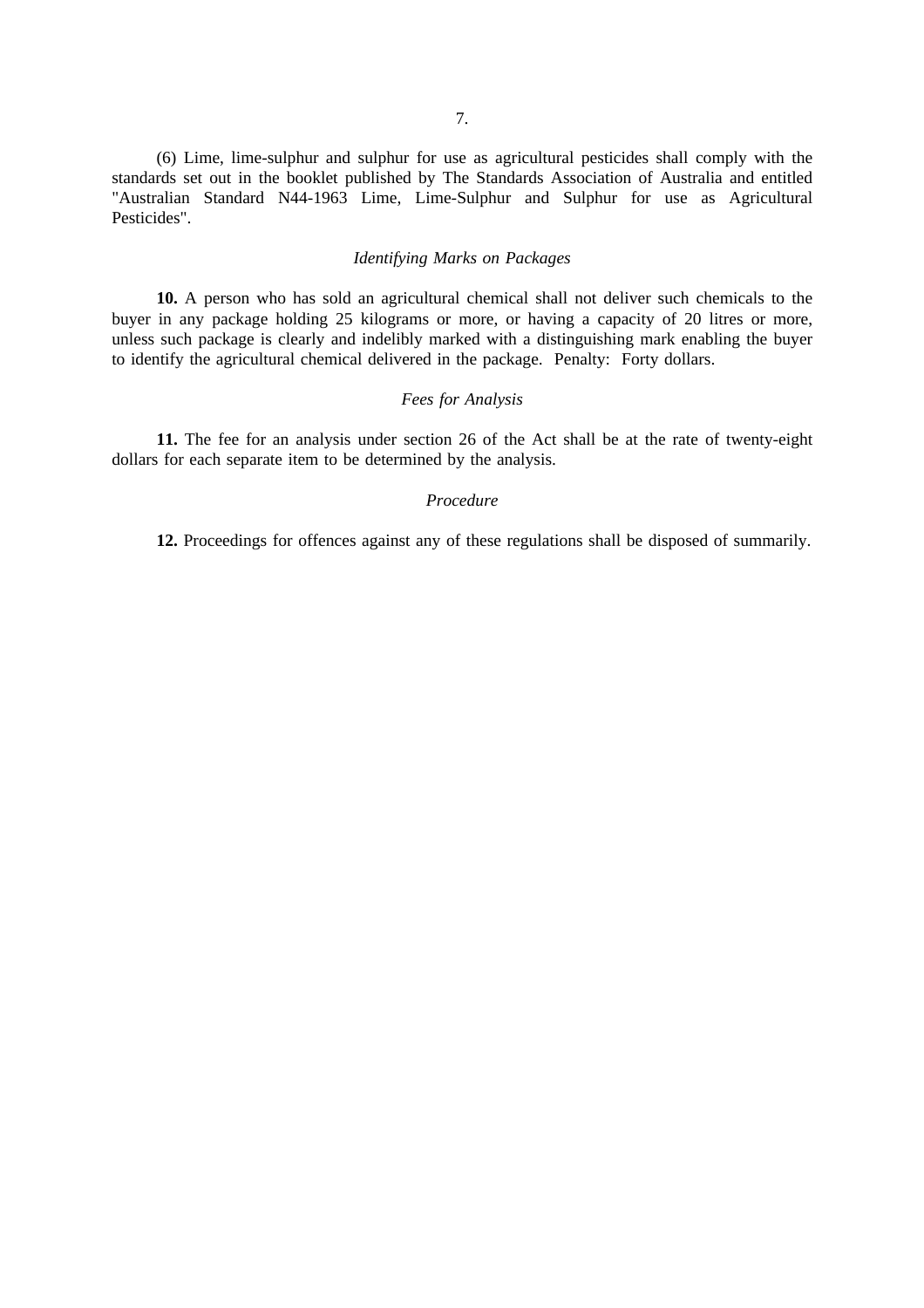(6) Lime, lime-sulphur and sulphur for use as agricultural pesticides shall comply with the standards set out in the booklet published by The Standards Association of Australia and entitled "Australian Standard N44-1963 Lime, Lime-Sulphur and Sulphur for use as Agricultural Pesticides".

*Identifying Marks on Packages*

**10.** A person who has sold an agricultural chemical shall not deliver such chemicals to the buyer in any package holding 25 kilograms or more, or having a capacity of 20 litres or more, unless such package is clearly and indelibly marked with a distinguishing mark enabling the buyer to identify the agricultural chemical delivered in the package. Penalty: Forty dollars.

*Fees for Analysis*

**11.** The fee for an analysis under section 26 of the Act shall be at the rate of twenty-eight dollars for each separate item to be determined by the analysis.

*Procedure*

**12.** Proceedings for offences against any of these regulations shall be disposed of summarily.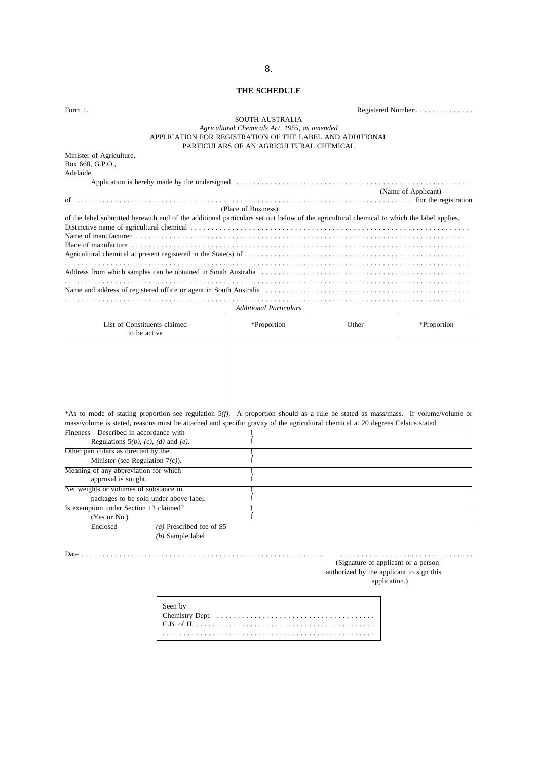## THE SCHEDULE

Form 1. Registered Number:. . . . . . . . . . . . .

SOUTH AUSTRALIA

*Agricultural Chemicals Act, 1955, as amended*

APPLICATION FOR REGISTRATION OF THE LABEL AND ADDITIONAL PARTICULARS OF AN AGRICULTURAL CHEMICAL

Minister of Agriculture,
Box 668, G.P.O.,
Adelaide.

Application is hereby made by the undersigned . . . . . . . . . . . . . . . . . . . . . . . . . . . . . . . . . . . . . . . . . . . . . . . . . . . . . .
(Name of Applicant)

of . . . . . . . . . . . . . . . . . . . . . . . . . . . . . . . . . . . . . . . . . . . . . . . . . . . . . . . . . . . . . . . . . . . . . . . . . . . . . . . . For the registration
(Place of Business)

of the label submitted herewith and of the additional particulars set out below of the agricultural chemical to which the label applies.

Distinctive name of agricultural chemical . . . . . . . . . . . . . . . . . . . . . . . . . . . . . . . . . . . . . . . . . . . . . . . . . . . . . . . . . . . . . . . . .

Name of manufacturer . . . . . . . . . . . . . . . . . . . . . . . . . . . . . . . . . . . . . . . . . . . . . . . . . . . . . . . . . . . . . . . . . . . . . . . . . . . .

Place of manufacture . . . . . . . . . . . . . . . . . . . . . . . . . . . . . . . . . . . . . . . . . . . . . . . . . . . . . . . . . . . . . . . . . . . . . . . . . . . . .

Agricultural chemical at present registered in the State(s) of . . . . . . . . . . . . . . . . . . . . . . . . . . . . . . . . . . . . . . . . . . . . . . . . . . .

. . . . . . . . . . . . . . . . . . . . . . . . . . . . . . . . . . . . . . . . . . . . . . . . . . . . . . . . . . . . . . . . . . . . . . . . . . . . . . . . . . . . . . . . . . .

Address from which samples can be obtained in South Australia . . . . . . . . . . . . . . . . . . . . . . . . . . . . . . . . . . . . . . . . . . . . . . . .

. . . . . . . . . . . . . . . . . . . . . . . . . . . . . . . . . . . . . . . . . . . . . . . . . . . . . . . . . . . . . . . . . . . . . . . . . . . . . . . . . . . . . . . . . . .

Name and address of registered office or agent in South Australia . . . . . . . . . . . . . . . . . . . . . . . . . . . . . . . . . . . . . . . . . . . . . . . .

. . . . . . . . . . . . . . . . . . . . . . . . . . . . . . . . . . . . . . . . . . . . . . . . . . . . . . . . . . . . . . . . . . . . . . . . . . . . . . . . . . . . . . . . . . .

*Additional Particulars*

| List of Constituents claimed to be active | *Proportion | Other | *Proportion |
|---|---|---|---|
| | | | |

*As to mode of stating proportion see regulation 5*(f)*. A proportion should as a rule be stated as mass/mass. If volume/volume or mass/volume is stated, reasons must be attached and specific gravity of the agricultural chemical at 20 degrees Celsius stated.

| | |
|---|---|
| Fineness—Described in accordance with Regulations 5*(b)*, *(c)*, *(d)* and *(e)*. | |
| Other particulars as directed by the Minister (see Regulation 7*(c)*). | |
| Meaning of any abbreviation for which approval is sought. | |
| Net weights or volumes of substance in packages to be sold under above label. | |
| Is exemption under Section 13 claimed? (Yes or No.) | |

Enclosed *(a)* Prescribed fee of $5
*(b)* Sample label

Date . . . . . . . . . . . . . . . . . . . . . . . . . . . . . . . . . . . . . . . . . . . . . . . . . . . . . . . . . . . . . . . . . . . . . . . . . . . . . . . .

(Signature of applicant or a person authorized by the applicant to sign this application.)

Seen by
Chemistry Dept. . . . . . . . . . . . . . . . . . . . . . . . . . . . . . . . . . . . . . .
C.B. of H. . . . . . . . . . . . . . . . . . . . . . . . . . . . . . . . . . . . . . . . . . .
. . . . . . . . . . . . . . . . . . . . . . . . . . . . . . . . . . . . . . . . . . . . . . . . . .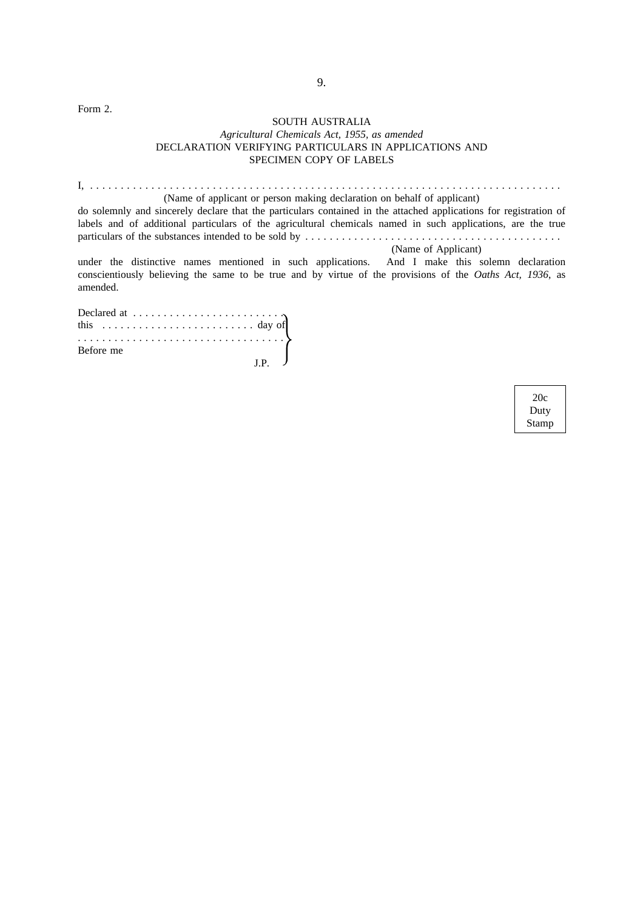Form 2.

SOUTH AUSTRALIA

*Agricultural Chemicals Act, 1955, as amended*

DECLARATION VERIFYING PARTICULARS IN APPLICATIONS AND SPECIMEN COPY OF LABELS

I, . . . . . . . . . . . . . . . . . . . . . . . . . . . . . . . . . . . . . . . . . . . . . . . . . . . . . . . . . . . . . . . . . . . . . . . . . . . . .

(Name of applicant or person making declaration on behalf of applicant)

do solemnly and sincerely declare that the particulars contained in the attached applications for registration of labels and of additional particulars of the agricultural chemicals named in such applications, are the true particulars of the substances intended to be sold by . . . . . . . . . . . . . . . . . . . . . . . . . . . . . . . . . . . . . . . . . .

(Name of Applicant)

under the distinctive names mentioned in such applications. And I make this solemn declaration conscientiously believing the same to be true and by virtue of the provisions of the *Oaths Act, 1936*, as amended.

Declared at . . . . . . . . . . . . . . . . . . . . . . . . .
this . . . . . . . . . . . . . . . . . . . . . . . . . day of
. . . . . . . . . . . . . . . . . . . . . . . . . . . . . . . . . .
Before me
J.P.

20c
Duty
Stamp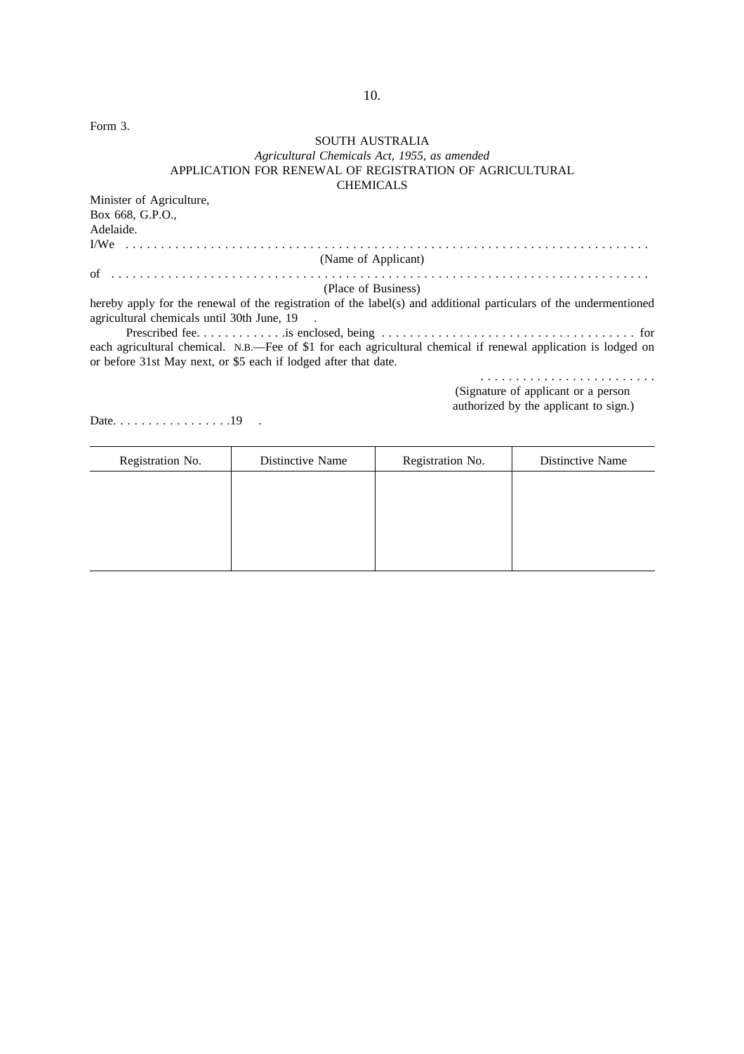Form 3.

SOUTH AUSTRALIA

*Agricultural Chemicals Act, 1955, as amended*

APPLICATION FOR RENEWAL OF REGISTRATION OF AGRICULTURAL CHEMICALS

Minister of Agriculture,
Box 668, G.P.O.,
Adelaide.

I/We . . . . . . . . . . . . . . . . . . . . . . . . . . . . . . . . . . . . . . . . . . . . . . . . . . . . . . . . . . . . . . . . . . . . . . . . . .
(Name of Applicant)

of . . . . . . . . . . . . . . . . . . . . . . . . . . . . . . . . . . . . . . . . . . . . . . . . . . . . . . . . . . . . . . . . . . . . . . . . . . . .
(Place of Business)

hereby apply for the renewal of the registration of the label(s) and additional particulars of the undermentioned agricultural chemicals until 30th June, 19 .

Prescribed fee. . . . . . . . . . . . .is enclosed, being . . . . . . . . . . . . . . . . . . . . . . . . . . . . . . . . . . . . for each agricultural chemical. N.B.—Fee of $1 for each agricultural chemical if renewal application is lodged on or before 31st May next, or $5 each if lodged after that date.

. . . . . . . . . . . . . . . . . . . . . . . . .
(Signature of applicant or a person authorized by the applicant to sign.)

Date. . . . . . . . . . . . . . . . .19 .

| Registration No. | Distinctive Name | Registration No. | Distinctive Name |
|---|---|---|---|
| | | | |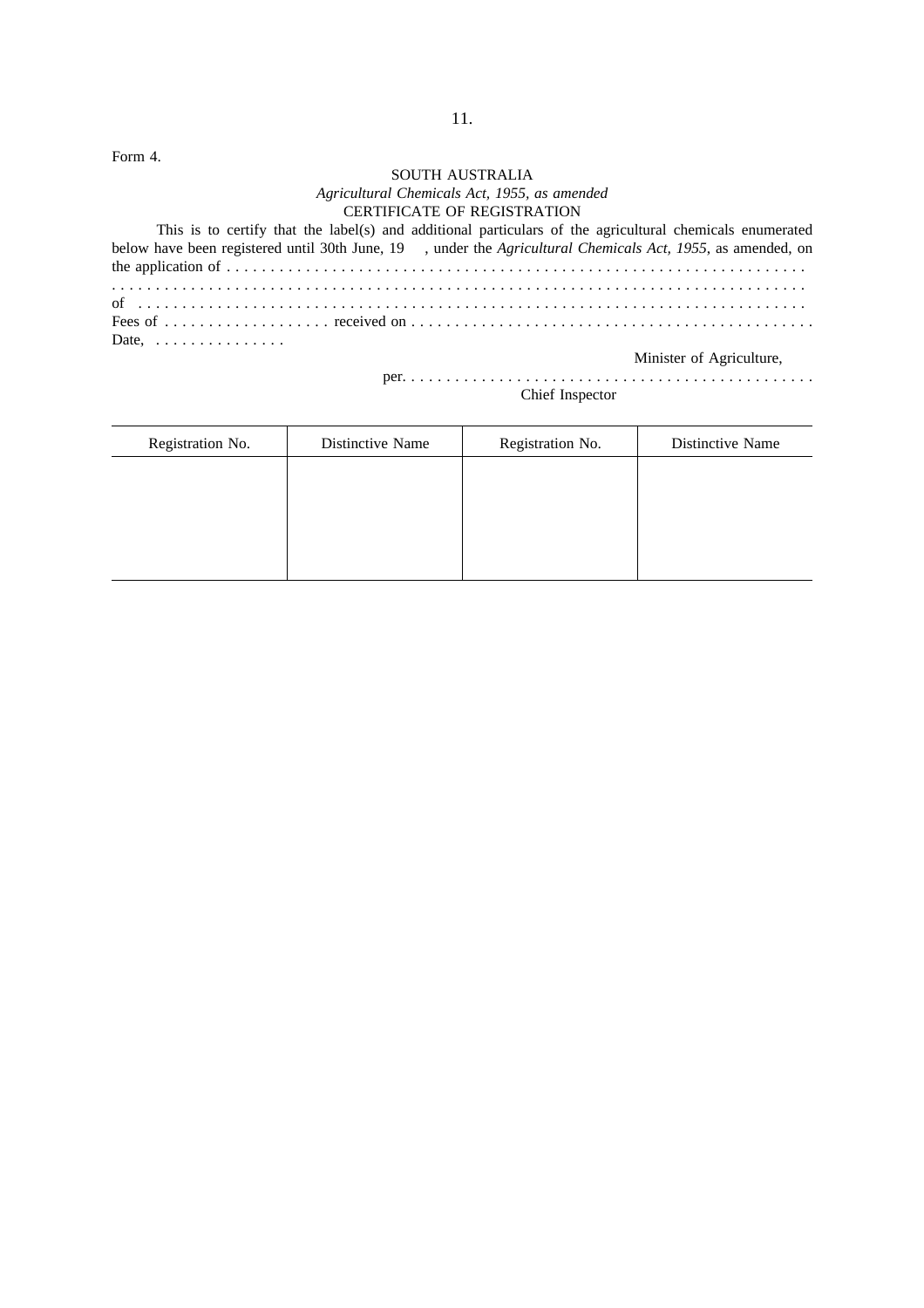Form 4.

SOUTH AUSTRALIA

*Agricultural Chemicals Act, 1955, as amended*

CERTIFICATE OF REGISTRATION

This is to certify that the label(s) and additional particulars of the agricultural chemicals enumerated below have been registered until 30th June, 19    , under the *Agricultural Chemicals Act, 1955*, as amended, on the application of . . . . . . . . . . . . . . . . . . . . . . . . . . . . . . . . . . . . . . . . . . . . . . . . . . . . . . . . . . . . . . . . . . .

. . . . . . . . . . . . . . . . . . . . . . . . . . . . . . . . . . . . . . . . . . . . . . . . . . . . . . . . . . . . . . . . . . . . . . . . . . . . . .

of . . . . . . . . . . . . . . . . . . . . . . . . . . . . . . . . . . . . . . . . . . . . . . . . . . . . . . . . . . . . . . . . . . . . . . . . . . . .

Fees of . . . . . . . . . . . . . . . . . . received on . . . . . . . . . . . . . . . . . . . . . . . . . . . . . . . . . . . . . . . . . . . . . . . . .

Date, . . . . . . . . . . . . . . .

Minister of Agriculture,

per. . . . . . . . . . . . . . . . . . . . . . . . . . . . . . . . . . . . . . . . . . . . . . .

Chief Inspector

| Registration No. | Distinctive Name | Registration No. | Distinctive Name |
|---|---|---|---|
| | | | |